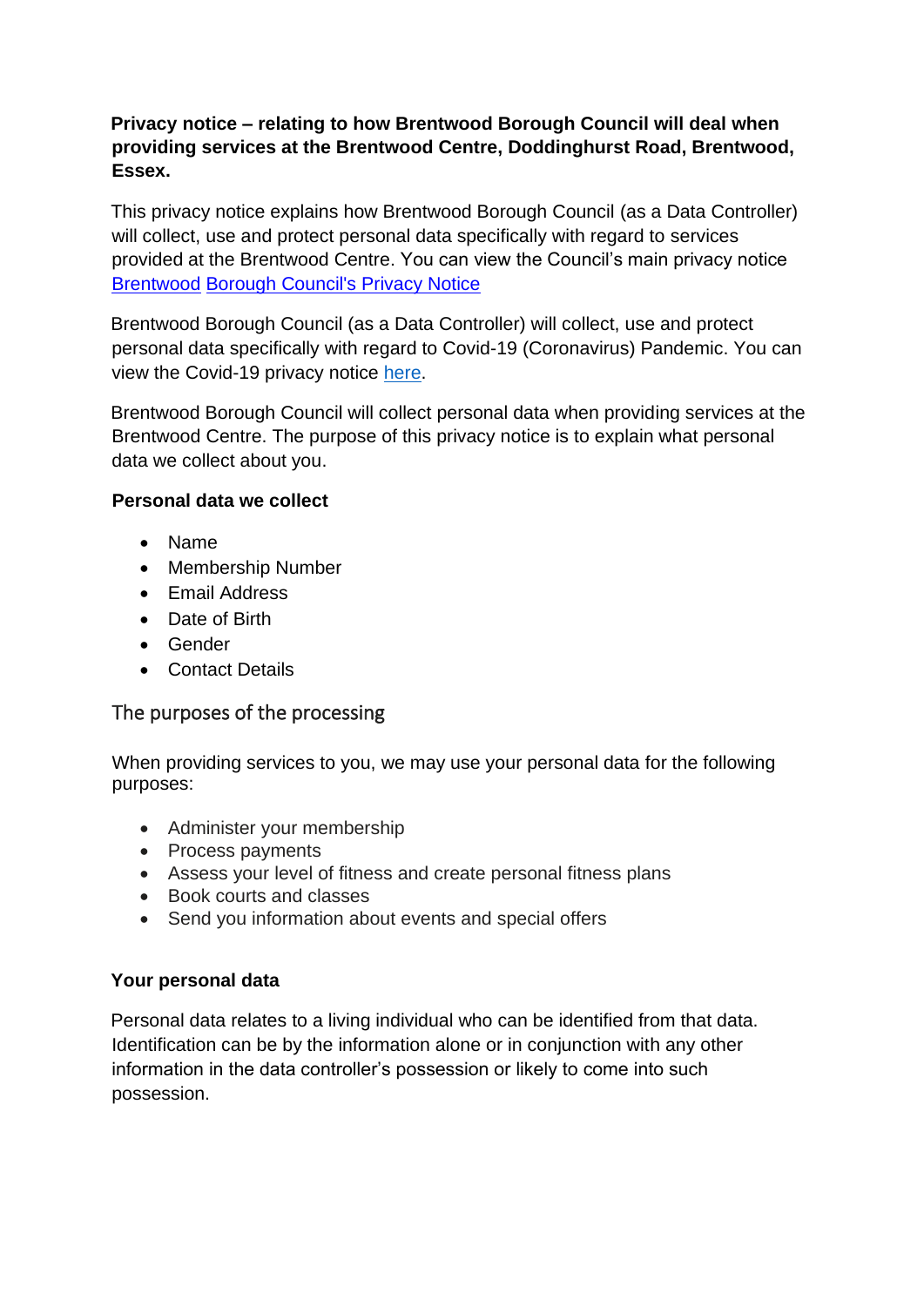**Privacy notice – relating to how Brentwood Borough Council will deal when providing services at the Brentwood Centre, Doddinghurst Road, Brentwood, Essex.**

This privacy notice explains how Brentwood Borough Council (as a Data Controller) will collect, use and protect personal data specifically with regard to services provided at the Brentwood Centre. You can view the Council's main privacy notice Brentwood Borough Council's Privacy Notice

Brentwood Borough Council (as a Data Controller) will collect, use and protect personal data specifically with regard to Covid-19 (Coronavirus) Pandemic. You can view the Covid-19 privacy notice here.

Brentwood Borough Council will collect personal data when providing services at the Brentwood Centre. The purpose of this privacy notice is to explain what personal data we collect about you.

**Personal data we collect**

- Name
- Membership Number
- Email Address
- Date of Birth
- Gender
- Contact Details

## The purposes of the processing

When providing services to you, we may use your personal data for the following purposes:

- Administer your membership
- Process payments
- Assess your level of fitness and create personal fitness plans
- Book courts and classes
- Send you information about events and special offers

**Your personal data**

Personal data relates to a living individual who can be identified from that data. Identification can be by the information alone or in conjunction with any other information in the data controller's possession or likely to come into such possession.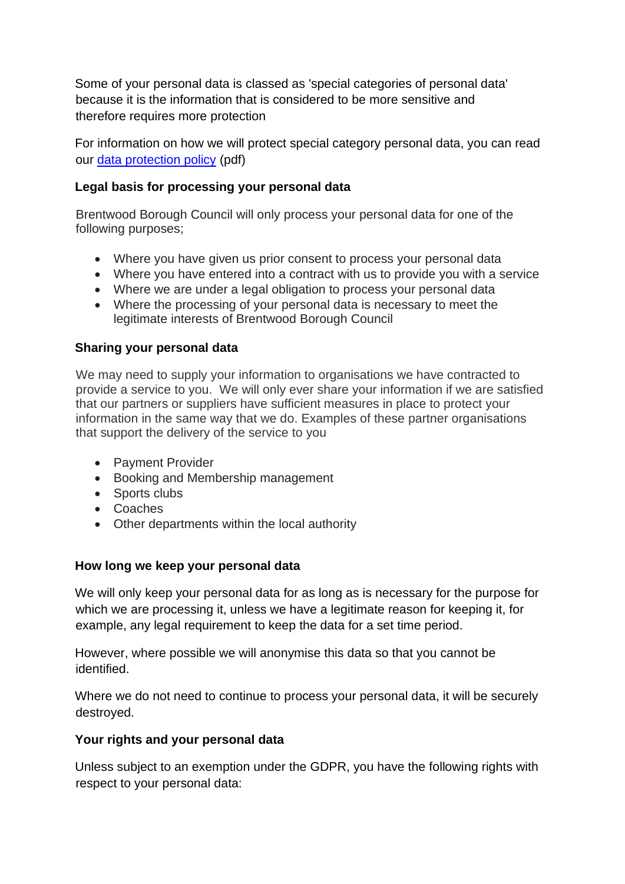Some of your personal data is classed as 'special categories of personal data' because it is the information that is considered to be more sensitive and therefore requires more protection

For information on how we will protect special category personal data, you can read our [data protection policy](#) (pdf)

**Legal basis for processing your personal data**

Brentwood Borough Council will only process your personal data for one of the following purposes;

- Where you have given us prior consent to process your personal data
- Where you have entered into a contract with us to provide you with a service
- Where we are under a legal obligation to process your personal data
- Where the processing of your personal data is necessary to meet the legitimate interests of Brentwood Borough Council

**Sharing your personal data**

We may need to supply your information to organisations we have contracted to provide a service to you. We will only ever share your information if we are satisfied that our partners or suppliers have sufficient measures in place to protect your information in the same way that we do. Examples of these partner organisations that support the delivery of the service to you

- Payment Provider
- Booking and Membership management
- Sports clubs
- Coaches
- Other departments within the local authority

**How long we keep your personal data**

We will only keep your personal data for as long as is necessary for the purpose for which we are processing it, unless we have a legitimate reason for keeping it, for example, any legal requirement to keep the data for a set time period.

However, where possible we will anonymise this data so that you cannot be identified.

Where we do not need to continue to process your personal data, it will be securely destroyed.

**Your rights and your personal data**

Unless subject to an exemption under the GDPR, you have the following rights with respect to your personal data: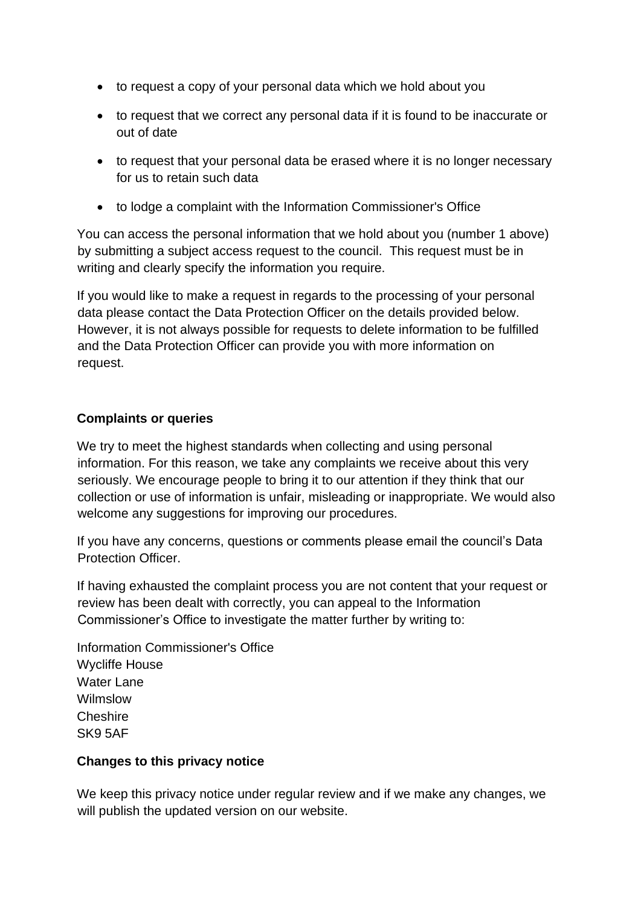- to request a copy of your personal data which we hold about you
- to request that we correct any personal data if it is found to be inaccurate or out of date
- to request that your personal data be erased where it is no longer necessary for us to retain such data
- to lodge a complaint with the Information Commissioner's Office

You can access the personal information that we hold about you (number 1 above) by submitting a subject access request to the council. This request must be in writing and clearly specify the information you require.

If you would like to make a request in regards to the processing of your personal data please contact the Data Protection Officer on the details provided below. However, it is not always possible for requests to delete information to be fulfilled and the Data Protection Officer can provide you with more information on request.

**Complaints or queries**

We try to meet the highest standards when collecting and using personal information. For this reason, we take any complaints we receive about this very seriously. We encourage people to bring it to our attention if they think that our collection or use of information is unfair, misleading or inappropriate. We would also welcome any suggestions for improving our procedures.

If you have any concerns, questions or comments please email the council's Data Protection Officer.

If having exhausted the complaint process you are not content that your request or review has been dealt with correctly, you can appeal to the Information Commissioner's Office to investigate the matter further by writing to:

Information Commissioner's Office
Wycliffe House
Water Lane
Wilmslow
Cheshire
SK9 5AF

**Changes to this privacy notice**

We keep this privacy notice under regular review and if we make any changes, we will publish the updated version on our website.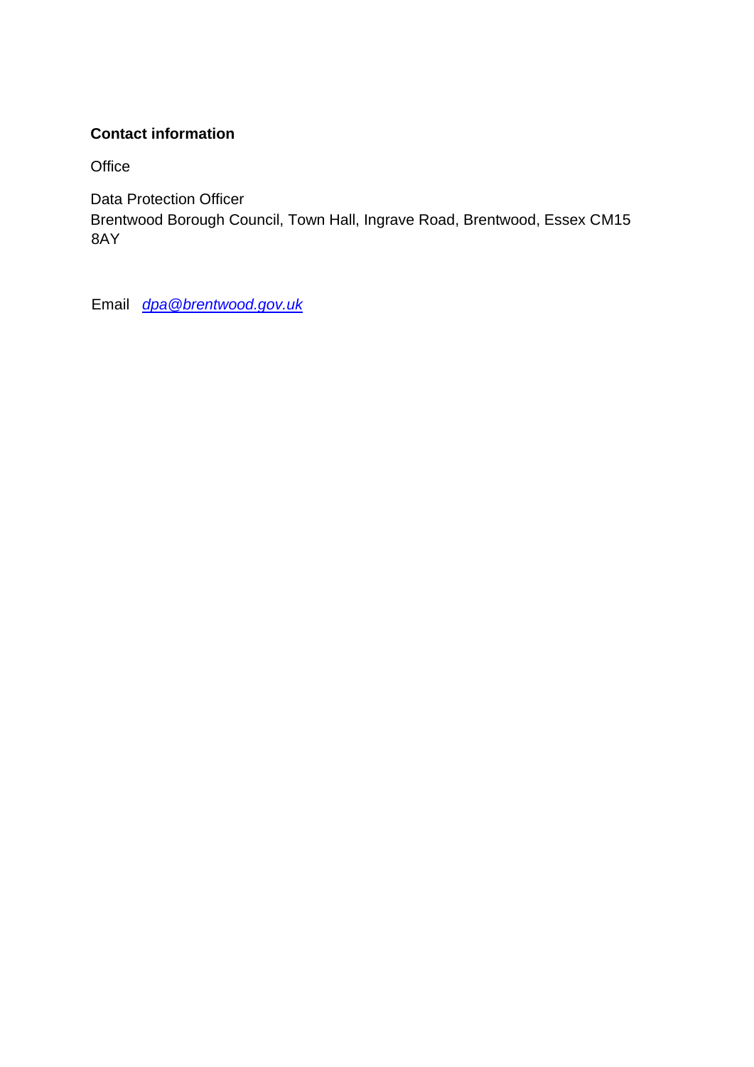**Contact information**

Office

Data Protection Officer
Brentwood Borough Council, Town Hall, Ingrave Road, Brentwood, Essex CM15 8AY

Email *dpa@brentwood.gov.uk*